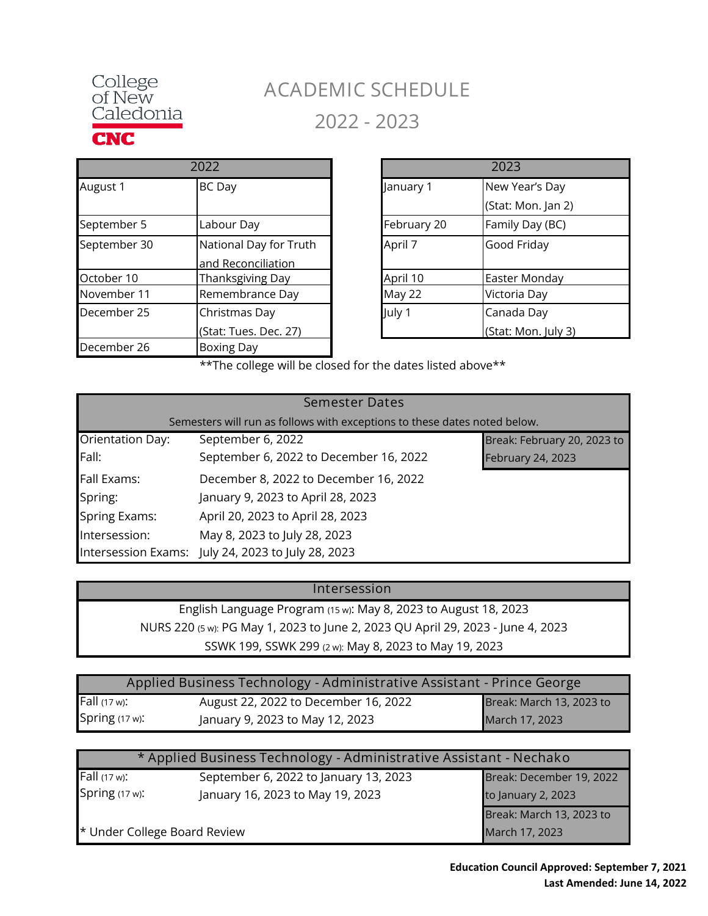College of New Caledonia

CNC

# ACADEMIC SCHEDULE

## 2022 - 2023

| 2022 | |
|---|---|
| August 1 | BC Day |
| September 5 | Labour Day |
| September 30 | National Day for Truth and Reconciliation |
| October 10 | Thanksgiving Day |
| November 11 | Remembrance Day |
| December 25 | Christmas Day (Stat: Tues. Dec. 27) |
| December 26 | Boxing Day |

| 2023 | |
|---|---|
| January 1 | New Year's Day (Stat: Mon. Jan 2) |
| February 20 | Family Day (BC) |
| April 7 | Good Friday |
| April 10 | Easter Monday |
| May 22 | Victoria Day |
| July 1 | Canada Day (Stat: Mon. July 3) |

**The college will be closed for the dates listed above**

| Semester Dates | | |
|---|---|---|
| Semesters will run as follows with exceptions to these dates noted below. | | |
| Orientation Day: | September 6, 2022 | Break: February 20, 2023 to February 24, 2023 |
| Fall: | September 6, 2022 to December 16, 2022 | |
| Fall Exams: | December 8, 2022 to December 16, 2022 | |
| Spring: | January 9, 2023 to April 28, 2023 | |
| Spring Exams: | April 20, 2023 to April 28, 2023 | |
| Intersession: | May 8, 2023 to July 28, 2023 | |
| Intersession Exams: | July 24, 2023 to July 28, 2023 | |

| Intersession |
|---|
| English Language Program (15 w): May 8, 2023 to August 18, 2023 |
| NURS 220 (5 w): PG May 1, 2023 to June 2, 2023 QU April 29, 2023 - June 4, 2023 |
| SSWK 199, SSWK 299 (2 w): May 8, 2023 to May 19, 2023 |

| Applied Business Technology - Administrative Assistant - Prince George | | |
|---|---|---|
| Fall (17 w): | August 22, 2022 to December 16, 2022 | Break: March 13, 2023 to March 17, 2023 |
| Spring (17 w): | January 9, 2023 to May 12, 2023 | |

| * Applied Business Technology - Administrative Assistant - Nechako | | |
|---|---|---|
| Fall (17 w): | September 6, 2022 to January 13, 2023 | Break: December 19, 2022 to January 2, 2023 |
| Spring (17 w): | January 16, 2023 to May 19, 2023 | |
| * Under College Board Review | | Break: March 13, 2023 to March 17, 2023 |

**Education Council Approved: September 7, 2021**

**Last Amended: June 14, 2022**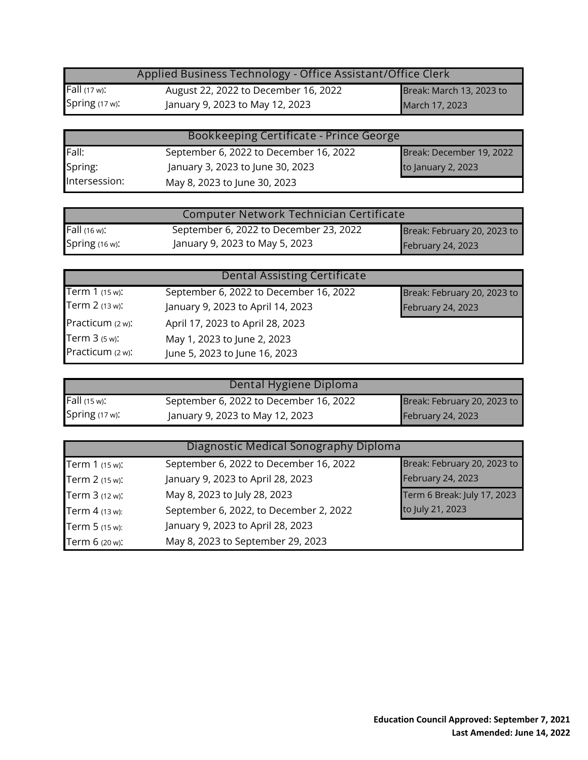| Applied Business Technology - Office Assistant/Office Clerk | | |
|---|---|---|
| Fall (17 w): | August 22, 2022 to December 16, 2022 | Break: March 13, 2023 to March 17, 2023 |
| Spring (17 w): | January 9, 2023 to May 12, 2023 | |

| Bookkeeping Certificate - Prince George | | |
|---|---|---|
| Fall: | September 6, 2022 to December 16, 2022 | Break: December 19, 2022 to January 2, 2023 |
| Spring: | January 3, 2023 to June 30, 2023 | |
| Intersession: | May 8, 2023 to June 30, 2023 | |

| Computer Network Technician Certificate | | |
|---|---|---|
| Fall (16 w): | September 6, 2022 to December 23, 2022 | Break: February 20, 2023 to February 24, 2023 |
| Spring (16 w): | January 9, 2023 to May 5, 2023 | |

| Dental Assisting Certificate | | |
|---|---|---|
| Term 1 (15 w): | September 6, 2022 to December 16, 2022 | Break: February 20, 2023 to February 24, 2023 |
| Term 2 (13 w): | January 9, 2023 to April 14, 2023 | |
| Practicum (2 w): | April 17, 2023 to April 28, 2023 | |
| Term 3 (5 w): | May 1, 2023 to June 2, 2023 | |
| Practicum (2 w): | June 5, 2023 to June 16, 2023 | |

| Dental Hygiene Diploma | | |
|---|---|---|
| Fall (15 w): | September 6, 2022 to December 16, 2022 | Break: February 20, 2023 to February 24, 2023 |
| Spring (17 w): | January 9, 2023 to May 12, 2023 | |

| Diagnostic Medical Sonography Diploma | | |
|---|---|---|
| Term 1 (15 w): | September 6, 2022 to December 16, 2022 | Break: February 20, 2023 to February 24, 2023 |
| Term 2 (15 w): | January 9, 2023 to April 28, 2023 | |
| Term 3 (12 w): | May 8, 2023 to July 28, 2023 | Term 6 Break: July 17, 2023 to July 21, 2023 |
| Term 4 (13 w): | September 6, 2022, to December 2, 2022 | |
| Term 5 (15 w): | January 9, 2023 to April 28, 2023 | |
| Term 6 (20 w): | May 8, 2023 to September 29, 2023 | |

**Education Council Approved: September 7, 2021**
**Last Amended: June 14, 2022**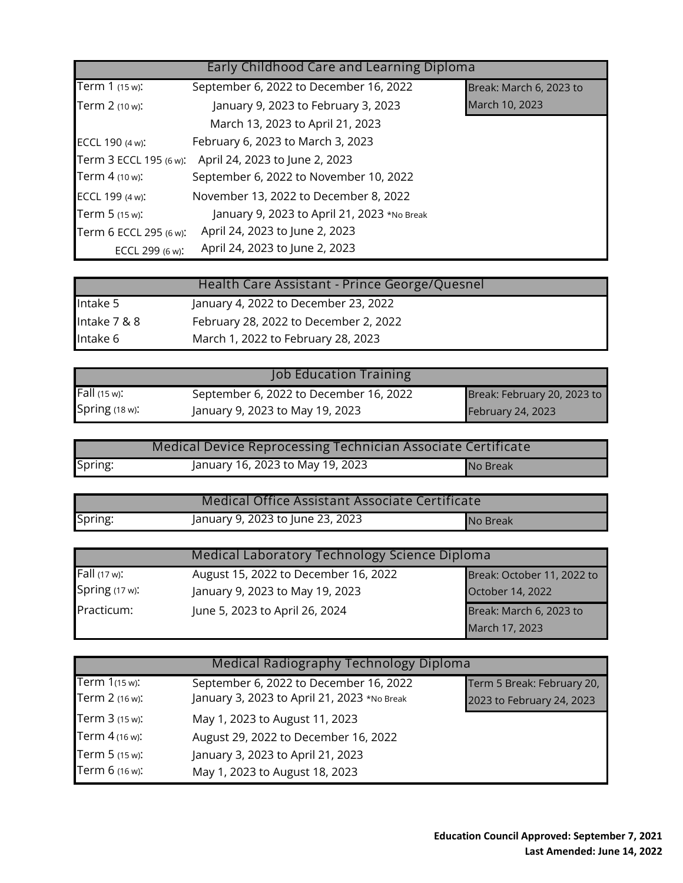| Early Childhood Care and Learning Diploma | | |
|---|---|---|
| Term 1 (15 w): | September 6, 2022 to December 16, 2022 | Break: March 6, 2023 to March 10, 2023 |
| Term 2 (10 w): | January 9, 2023 to February 3, 2023 | |
| | March 13, 2023 to April 21, 2023 | |
| ECCL 190 (4 w): | February 6, 2023 to March 3, 2023 | |
| Term 3 ECCL 195 (6 w): | April 24, 2023 to June 2, 2023 | |
| Term 4 (10 w): | September 6, 2022 to November 10, 2022 | |
| ECCL 199 (4 w): | November 13, 2022 to December 8, 2022 | |
| Term 5 (15 w): | January 9, 2023 to April 21, 2023 *No Break | |
| Term 6 ECCL 295 (6 w): | April 24, 2023 to June 2, 2023 | |
| ECCL 299 (6 w): | April 24, 2023 to June 2, 2023 | |

| Health Care Assistant - Prince George/Quesnel | |
|---|---|
| Intake 5 | January 4, 2022 to December 23, 2022 |
| Intake 7 & 8 | February 28, 2022 to December 2, 2022 |
| Intake 6 | March 1, 2022 to February 28, 2023 |

| Job Education Training | | |
|---|---|---|
| Fall (15 w): | September 6, 2022 to December 16, 2022 | Break: February 20, 2023 to February 24, 2023 |
| Spring (18 w): | January 9, 2023 to May 19, 2023 | |

| Medical Device Reprocessing Technician Associate Certificate | | |
|---|---|---|
| Spring: | January 16, 2023 to May 19, 2023 | No Break |

| Medical Office Assistant Associate Certificate | | |
|---|---|---|
| Spring: | January 9, 2023 to June 23, 2023 | No Break |

| Medical Laboratory Technology Science Diploma | | |
|---|---|---|
| Fall (17 w): | August 15, 2022 to December 16, 2022 | Break: October 11, 2022 to October 14, 2022 |
| Spring (17 w): | January 9, 2023 to May 19, 2023 | |
| Practicum: | June 5, 2023 to April 26, 2024 | Break: March 6, 2023 to March 17, 2023 |

| Medical Radiography Technology Diploma | | |
|---|---|---|
| Term 1 (15 w): | September 6, 2022 to December 16, 2022 | Term 5 Break: February 20, 2023 to February 24, 2023 |
| Term 2 (16 w): | January 3, 2023 to April 21, 2023 *No Break | |
| Term 3 (15 w): | May 1, 2023 to August 11, 2023 | |
| Term 4 (16 w): | August 29, 2022 to December 16, 2022 | |
| Term 5 (15 w): | January 3, 2023 to April 21, 2023 | |
| Term 6 (16 w): | May 1, 2023 to August 18, 2023 | |

**Education Council Approved: September 7, 2021**
**Last Amended: June 14, 2022**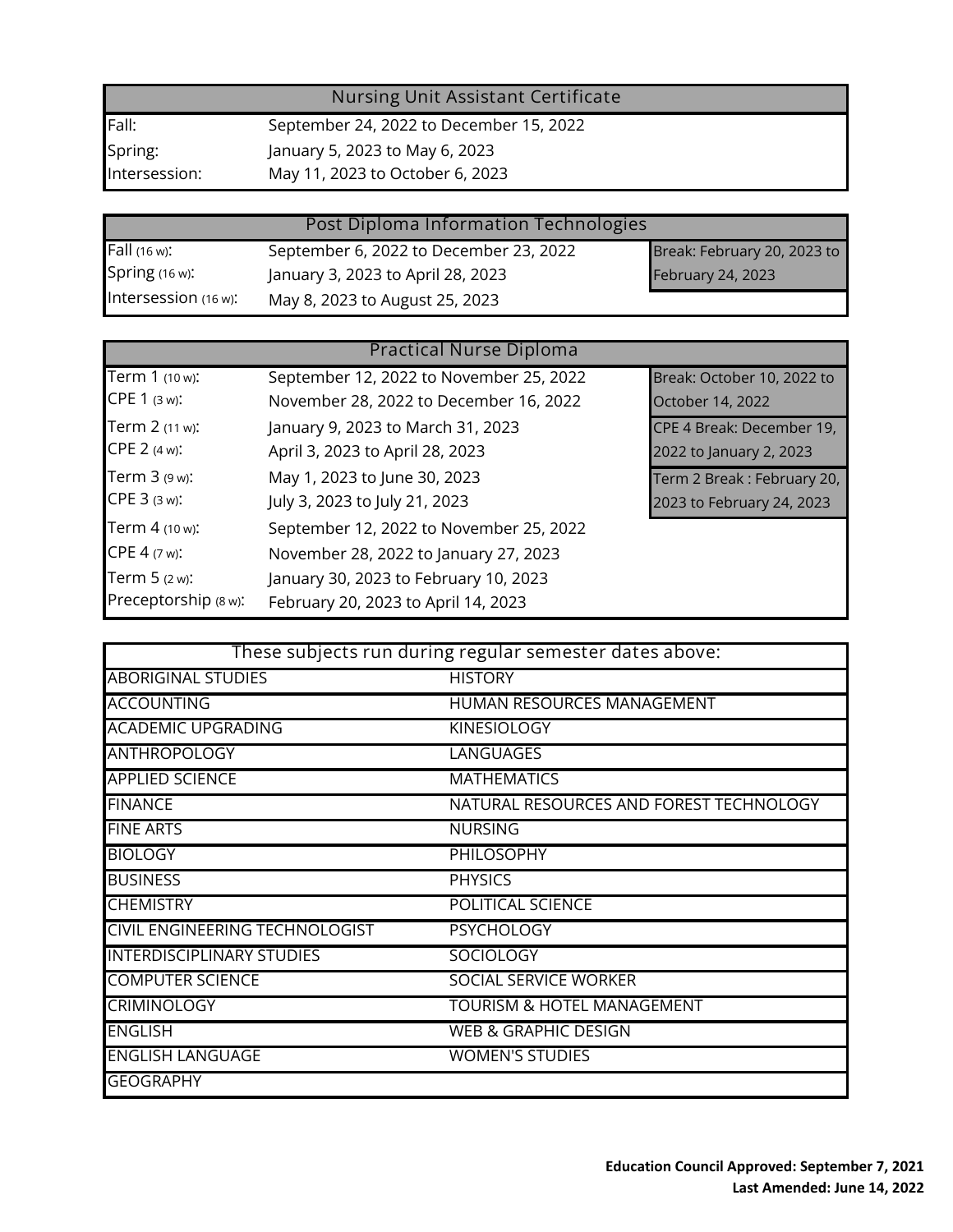| Nursing Unit Assistant Certificate | |
|---|---|
| Fall: | September 24, 2022 to December 15, 2022 |
| Spring: | January 5, 2023 to May 6, 2023 |
| Intersession: | May 11, 2023 to October 6, 2023 |

| Post Diploma Information Technologies | | |
|---|---|---|
| Fall (16 w): | September 6, 2022 to December 23, 2022 | Break: February 20, 2023 to February 24, 2023 |
| Spring (16 w): | January 3, 2023 to April 28, 2023 | |
| Intersession (16 w): | May 8, 2023 to August 25, 2023 | |

| Practical Nurse Diploma | | |
|---|---|---|
| Term 1 (10 w): | September 12, 2022 to November 25, 2022 | Break: October 10, 2022 to October 14, 2022 |
| CPE 1 (3 w): | November 28, 2022 to December 16, 2022 | |
| Term 2 (11 w): | January 9, 2023 to March 31, 2023 | CPE 4 Break: December 19, 2022 to January 2, 2023 |
| CPE 2 (4 w): | April 3, 2023 to April 28, 2023 | |
| Term 3 (9 w): | May 1, 2023 to June 30, 2023 | Term 2 Break : February 20, 2023 to February 24, 2023 |
| CPE 3 (3 w): | July 3, 2023 to July 21, 2023 | |
| Term 4 (10 w): | September 12, 2022 to November 25, 2022 | |
| CPE 4 (7 w): | November 28, 2022 to January 27, 2023 | |
| Term 5 (2 w): | January 30, 2023 to February 10, 2023 | |
| Preceptorship (8 w): | February 20, 2023 to April 14, 2023 | |

| These subjects run during regular semester dates above: | |
|---|---|
| ABORIGINAL STUDIES | HISTORY |
| ACCOUNTING | HUMAN RESOURCES MANAGEMENT |
| ACADEMIC UPGRADING | KINESIOLOGY |
| ANTHROPOLOGY | LANGUAGES |
| APPLIED SCIENCE | MATHEMATICS |
| FINANCE | NATURAL RESOURCES AND FOREST TECHNOLOGY |
| FINE ARTS | NURSING |
| BIOLOGY | PHILOSOPHY |
| BUSINESS | PHYSICS |
| CHEMISTRY | POLITICAL SCIENCE |
| CIVIL ENGINEERING TECHNOLOGIST | PSYCHOLOGY |
| INTERDISCIPLINARY STUDIES | SOCIOLOGY |
| COMPUTER SCIENCE | SOCIAL SERVICE WORKER |
| CRIMINOLOGY | TOURISM & HOTEL MANAGEMENT |
| ENGLISH | WEB & GRAPHIC DESIGN |
| ENGLISH LANGUAGE | WOMEN'S STUDIES |
| GEOGRAPHY | |

**Education Council Approved: September 7, 2021**
**Last Amended: June 14, 2022**